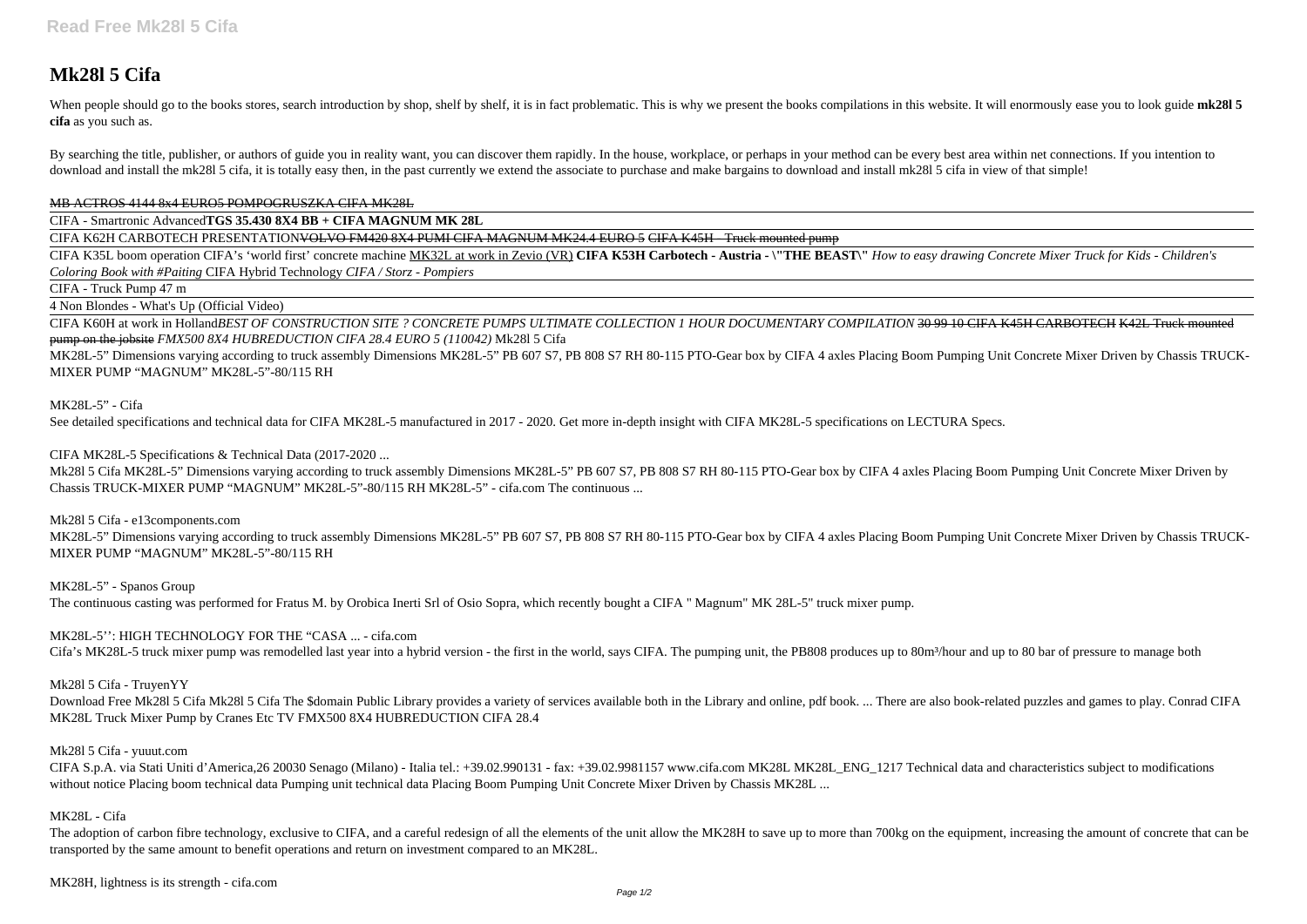# Mk28l 5 Cifa

When people should go to the books stores, search introduction by shop, shelf by shelf, it is in fact problematic. This is why we present the books compilations in this website. It will enormously ease you to look guide **mk28l 5 cifa** as you such as.

By searching the title, publisher, or authors of guide you in reality want, you can discover them rapidly. In the house, workplace, or perhaps in your method can be every best area within net connections. If you intention to download and install the mk28l 5 cifa, it is totally easy then, in the past currently we extend the associate to purchase and make bargains to download and install mk28l 5 cifa in view of that simple!

~~MB ACTROS 4144 8x4 EURO5 POMPOGRUSZKA CIFA MK28L~~

CIFA - Smartronic Advanced**TGS 35.430 8X4 BB + CIFA MAGNUM MK 28L**

CIFA K62H CARBOTECH PRESENTATION~~VOLVO FM420 8X4 PUMI CIFA MAGNUM MK24.4 EURO 5~~ ~~CIFA K45H - Truck mounted pump~~

CIFA K35L boom operation CIFA's 'world first' concrete machine MK32L at work in Zevio (VR) **CIFA K53H Carbotech - Austria - \"THE BEAST\"** *How to easy drawing Concrete Mixer Truck for Kids - Children's Coloring Book with #Paiting* CIFA Hybrid Technology *CIFA / Storz - Pompiers*

CIFA - Truck Pump 47 m

4 Non Blondes - What's Up (Official Video)

CIFA K60H at work in Holland*BEST OF CONSTRUCTION SITE ? CONCRETE PUMPS ULTIMATE COLLECTION 1 HOUR DOCUMENTARY COMPILATION* ~~30 99 10 CIFA K45H CARBOTECH~~ ~~K42L Truck mounted pump on the jobsite~~ *FMX500 8X4 HUBREDUCTION CIFA 28.4 EURO 5 (110042)* Mk28l 5 Cifa

MK28L-5" Dimensions varying according to truck assembly Dimensions MK28L-5" PB 607 S7, PB 808 S7 RH 80-115 PTO-Gear box by CIFA 4 axles Placing Boom Pumping Unit Concrete Mixer Driven by Chassis TRUCK-MIXER PUMP "MAGNUM" MK28L-5"-80/115 RH

MK28L-5" - Cifa

See detailed specifications and technical data for CIFA MK28L-5 manufactured in 2017 - 2020. Get more in-depth insight with CIFA MK28L-5 specifications on LECTURA Specs.

CIFA MK28L-5 Specifications & Technical Data (2017-2020 ...

Mk28l 5 Cifa MK28L-5" Dimensions varying according to truck assembly Dimensions MK28L-5" PB 607 S7, PB 808 S7 RH 80-115 PTO-Gear box by CIFA 4 axles Placing Boom Pumping Unit Concrete Mixer Driven by Chassis TRUCK-MIXER PUMP "MAGNUM" MK28L-5"-80/115 RH MK28L-5" - cifa.com The continuous ...

Mk28l 5 Cifa - e13components.com

MK28L-5" Dimensions varying according to truck assembly Dimensions MK28L-5" PB 607 S7, PB 808 S7 RH 80-115 PTO-Gear box by CIFA 4 axles Placing Boom Pumping Unit Concrete Mixer Driven by Chassis TRUCK-MIXER PUMP "MAGNUM" MK28L-5"-80/115 RH

MK28L-5" - Spanos Group

The continuous casting was performed for Fratus M. by Orobica Inerti Srl of Osio Sopra, which recently bought a CIFA " Magnum" MK 28L-5" truck mixer pump.

MK28L-5'': HIGH TECHNOLOGY FOR THE "CASA ... - cifa.com

Cifa's MK28L-5 truck mixer pump was remodelled last year into a hybrid version - the first in the world, says CIFA. The pumping unit, the PB808 produces up to 80m³/hour and up to 80 bar of pressure to manage both

Mk28l 5 Cifa - TruyenYY

Download Free Mk28l 5 Cifa Mk28l 5 Cifa The $domain Public Library provides a variety of services available both in the Library and online, pdf book. ... There are also book-related puzzles and games to play. Conrad CIFA MK28L Truck Mixer Pump by Cranes Etc TV FMX500 8X4 HUBREDUCTION CIFA 28.4

Mk28l 5 Cifa - yuuut.com

CIFA S.p.A. via Stati Uniti d'America,26 20030 Senago (Milano) - Italia tel.: +39.02.990131 - fax: +39.02.9981157 www.cifa.com MK28L MK28L_ENG_1217 Technical data and characteristics subject to modifications without notice Placing boom technical data Pumping unit technical data Placing Boom Pumping Unit Concrete Mixer Driven by Chassis MK28L ...

MK28L - Cifa

The adoption of carbon fibre technology, exclusive to CIFA, and a careful redesign of all the elements of the unit allow the MK28H to save up to more than 700kg on the equipment, increasing the amount of concrete that can be transported by the same amount to benefit operations and return on investment compared to an MK28L.

MK28H, lightness is its strength - cifa.com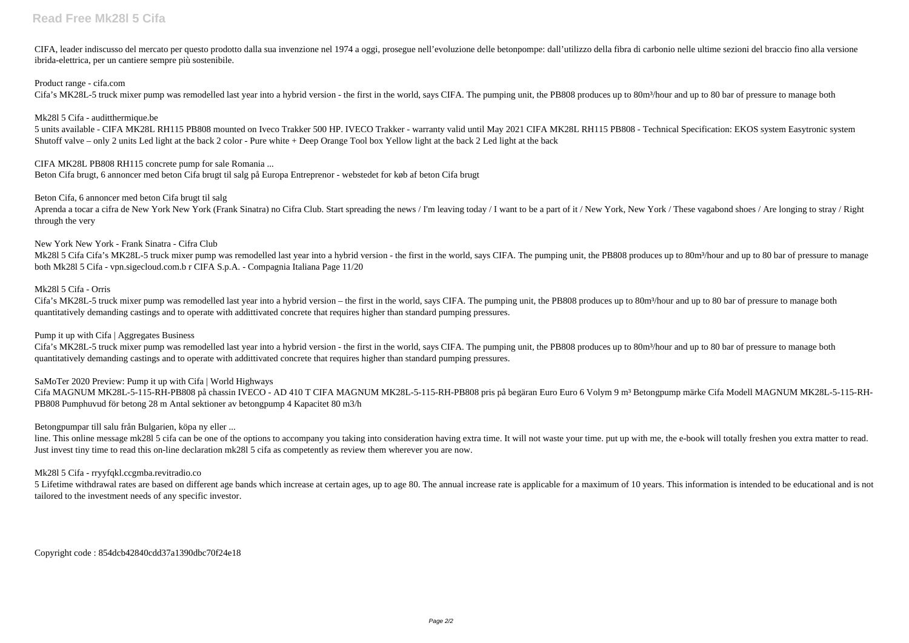CIFA, leader indiscusso del mercato per questo prodotto dalla sua invenzione nel 1974 a oggi, prosegue nell'evoluzione delle betonpompe: dall'utilizzo della fibra di carbonio nelle ultime sezioni del braccio fino alla versione ibrida-elettrica, per un cantiere sempre più sostenibile.

Product range - cifa.com

Cifa's MK28L-5 truck mixer pump was remodelled last year into a hybrid version - the first in the world, says CIFA. The pumping unit, the PB808 produces up to 80m³/hour and up to 80 bar of pressure to manage both

Mk28l 5 Cifa - auditthermique.be

5 units available - CIFA MK28L RH115 PB808 mounted on Iveco Trakker 500 HP. IVECO Trakker - warranty valid until May 2021 CIFA MK28L RH115 PB808 - Technical Specification: EKOS system Easytronic system Shutoff valve – only 2 units Led light at the back 2 color - Pure white + Deep Orange Tool box Yellow light at the back 2 Led light at the back

CIFA MK28L PB808 RH115 concrete pump for sale Romania ...

Beton Cifa brugt, 6 annoncer med beton Cifa brugt til salg på Europa Entreprenor - webstedet for køb af beton Cifa brugt

Beton Cifa, 6 annoncer med beton Cifa brugt til salg

Aprenda a tocar a cifra de New York New York (Frank Sinatra) no Cifra Club. Start spreading the news / I'm leaving today / I want to be a part of it / New York, New York / These vagabond shoes / Are longing to stray / Right through the very

New York New York - Frank Sinatra - Cifra Club

Mk28l 5 Cifa Cifa's MK28L-5 truck mixer pump was remodelled last year into a hybrid version - the first in the world, says CIFA. The pumping unit, the PB808 produces up to 80m³/hour and up to 80 bar of pressure to manage both Mk28l 5 Cifa - vpn.sigecloud.com.b r CIFA S.p.A. - Compagnia Italiana Page 11/20

Mk28l 5 Cifa - Orris

Cifa's MK28L-5 truck mixer pump was remodelled last year into a hybrid version – the first in the world, says CIFA. The pumping unit, the PB808 produces up to 80m³/hour and up to 80 bar of pressure to manage both quantitatively demanding castings and to operate with addittivated concrete that requires higher than standard pumping pressures.

Pump it up with Cifa | Aggregates Business

Cifa's MK28L-5 truck mixer pump was remodelled last year into a hybrid version - the first in the world, says CIFA. The pumping unit, the PB808 produces up to 80m³/hour and up to 80 bar of pressure to manage both quantitatively demanding castings and to operate with addittivated concrete that requires higher than standard pumping pressures.

SaMoTer 2020 Preview: Pump it up with Cifa | World Highways

Cifa MAGNUM MK28L-5-115-RH-PB808 på chassin IVECO - AD 410 T CIFA MAGNUM MK28L-5-115-RH-PB808 pris på begäran Euro Euro 6 Volym 9 m³ Betongpump märke Cifa Modell MAGNUM MK28L-5-115-RH-PB808 Pumphuvud för betong 28 m Antal sektioner av betongpump 4 Kapacitet 80 m3/h

Betongpumpar till salu från Bulgarien, köpa ny eller ...

line. This online message mk28l 5 cifa can be one of the options to accompany you taking into consideration having extra time. It will not waste your time. put up with me, the e-book will totally freshen you extra matter to read. Just invest tiny time to read this on-line declaration mk28l 5 cifa as competently as review them wherever you are now.

Mk28l 5 Cifa - rryyfqkl.ccgmba.revitradio.co

5 Lifetime withdrawal rates are based on different age bands which increase at certain ages, up to age 80. The annual increase rate is applicable for a maximum of 10 years. This information is intended to be educational and is not tailored to the investment needs of any specific investor.

Copyright code : 854dcb42840cdd37a1390dbc70f24e18